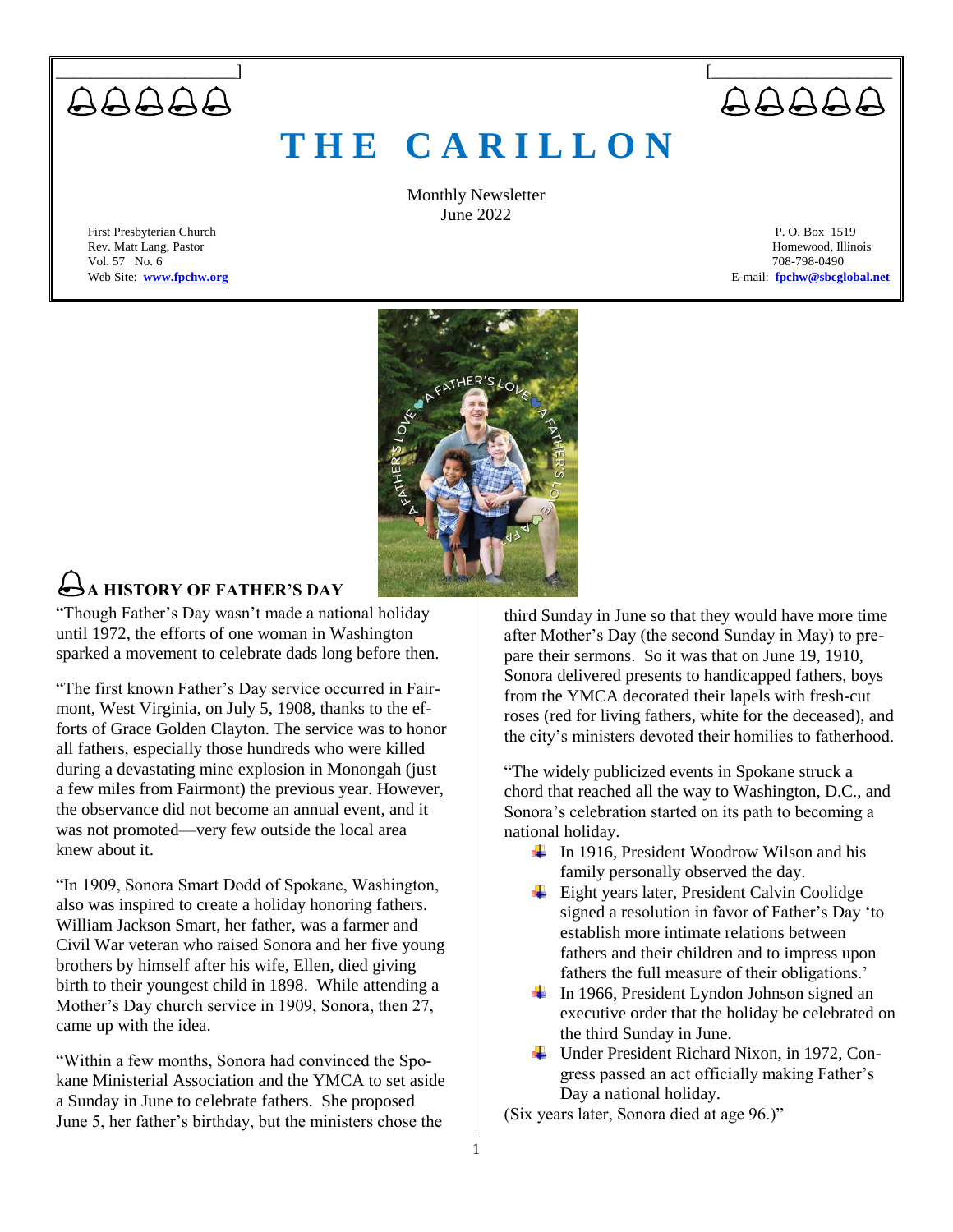# THE CARILLON

Monthly Newsletter
June 2022

First Presbyterian Church
Rev. Matt Lang, Pastor
Vol. 57 No. 6
Web Site: **www.fpchw.org**

P. O. Box 1519
Homewood, Illinois
708-798-0490
E-mail: **fpchw@sbcglobal.net**

## A HISTORY OF FATHER'S DAY

"Though Father's Day wasn't made a national holiday until 1972, the efforts of one woman in Washington sparked a movement to celebrate dads long before then.

"The first known Father's Day service occurred in Fairmont, West Virginia, on July 5, 1908, thanks to the efforts of Grace Golden Clayton. The service was to honor all fathers, especially those hundreds who were killed during a devastating mine explosion in Monongah (just a few miles from Fairmont) the previous year. However, the observance did not become an annual event, and it was not promoted—very few outside the local area knew about it.

"In 1909, Sonora Smart Dodd of Spokane, Washington, also was inspired to create a holiday honoring fathers. William Jackson Smart, her father, was a farmer and Civil War veteran who raised Sonora and her five young brothers by himself after his wife, Ellen, died giving birth to their youngest child in 1898. While attending a Mother's Day church service in 1909, Sonora, then 27, came up with the idea.

"Within a few months, Sonora had convinced the Spokane Ministerial Association and the YMCA to set aside a Sunday in June to celebrate fathers. She proposed June 5, her father's birthday, but the ministers chose the third Sunday in June so that they would have more time after Mother's Day (the second Sunday in May) to prepare their sermons. So it was that on June 19, 1910, Sonora delivered presents to handicapped fathers, boys from the YMCA decorated their lapels with fresh-cut roses (red for living fathers, white for the deceased), and the city's ministers devoted their homilies to fatherhood.

"The widely publicized events in Spokane struck a chord that reached all the way to Washington, D.C., and Sonora's celebration started on its path to becoming a national holiday.

- In 1916, President Woodrow Wilson and his family personally observed the day.
- Eight years later, President Calvin Coolidge signed a resolution in favor of Father's Day 'to establish more intimate relations between fathers and their children and to impress upon fathers the full measure of their obligations.'
- In 1966, President Lyndon Johnson signed an executive order that the holiday be celebrated on the third Sunday in June.
- Under President Richard Nixon, in 1972, Congress passed an act officially making Father's Day a national holiday.

(Six years later, Sonora died at age 96.)"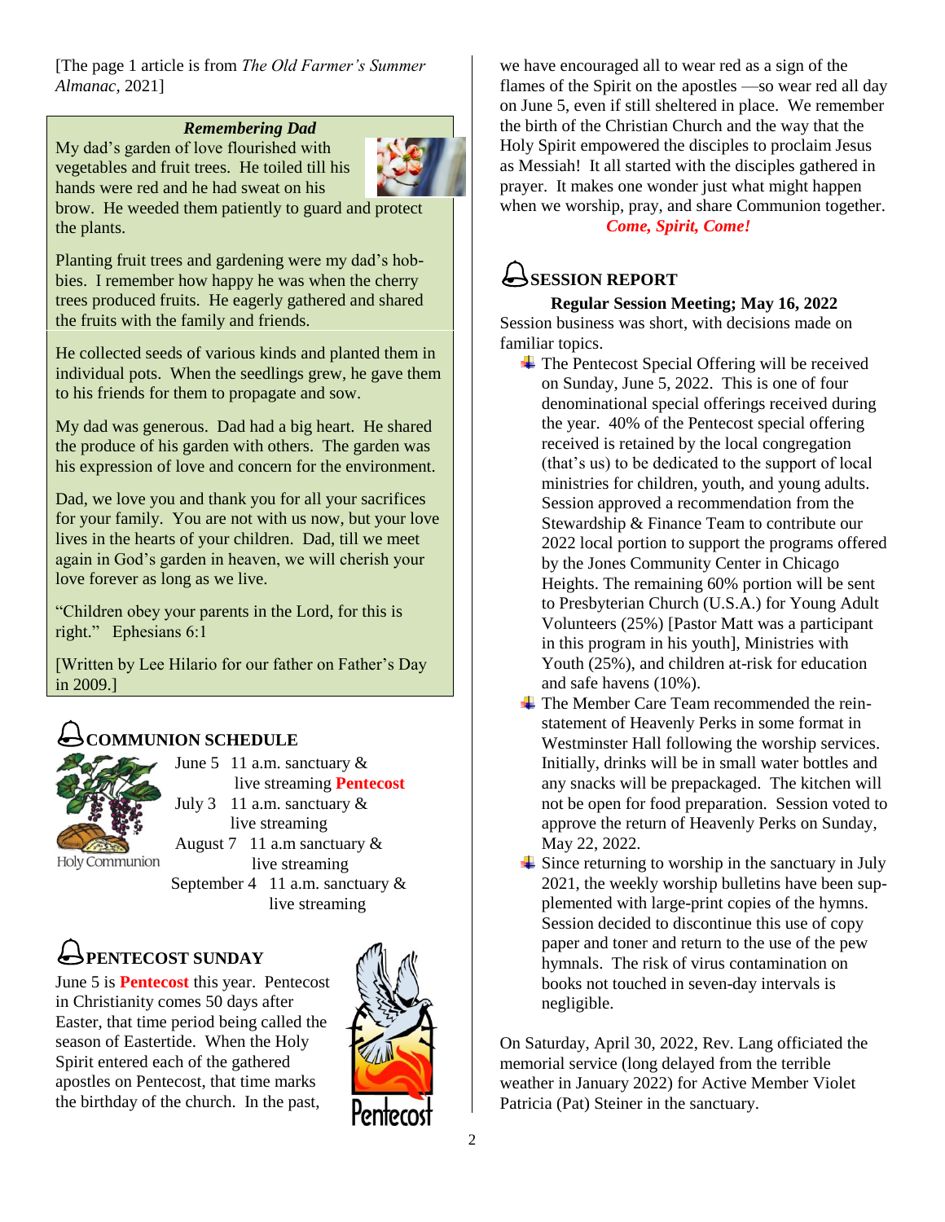[The page 1 article is from *The Old Farmer's Summer Almanac*, 2021]

### *Remembering Dad*

My dad's garden of love flourished with vegetables and fruit trees. He toiled till his hands were red and he had sweat on his brow. He weeded them patiently to guard and protect the plants.

Planting fruit trees and gardening were my dad's hobbies. I remember how happy he was when the cherry trees produced fruits. He eagerly gathered and shared the fruits with the family and friends.

He collected seeds of various kinds and planted them in individual pots. When the seedlings grew, he gave them to his friends for them to propagate and sow.

My dad was generous. Dad had a big heart. He shared the produce of his garden with others. The garden was his expression of love and concern for the environment.

Dad, we love you and thank you for all your sacrifices for your family. You are not with us now, but your love lives in the hearts of your children. Dad, till we meet again in God's garden in heaven, we will cherish your love forever as long as we live.

"Children obey your parents in the Lord, for this is right." Ephesians 6:1

[Written by Lee Hilario for our father on Father's Day in 2009.]

## COMMUNION SCHEDULE

Holy Communion

- June 5 11 a.m. sanctuary & live streaming **Pentecost**
- July 3 11 a.m. sanctuary & live streaming
- August 7 11 a.m sanctuary & live streaming
- September 4 11 a.m. sanctuary & live streaming

## PENTECOST SUNDAY

June 5 is **Pentecost** this year. Pentecost in Christianity comes 50 days after Easter, that time period being called the season of Eastertide. When the Holy Spirit entered each of the gathered apostles on Pentecost, that time marks the birthday of the church. In the past, we have encouraged all to wear red as a sign of the flames of the Spirit on the apostles —so wear red all day on June 5, even if still sheltered in place. We remember the birth of the Christian Church and the way that the Holy Spirit empowered the disciples to proclaim Jesus as Messiah! It all started with the disciples gathered in prayer. It makes one wonder just what might happen when we worship, pray, and share Communion together.

***Come, Spirit, Come!***

## SESSION REPORT

**Regular Session Meeting; May 16, 2022**

Session business was short, with decisions made on familiar topics.

- The Pentecost Special Offering will be received on Sunday, June 5, 2022. This is one of four denominational special offerings received during the year. 40% of the Pentecost special offering received is retained by the local congregation (that's us) to be dedicated to the support of local ministries for children, youth, and young adults. Session approved a recommendation from the Stewardship & Finance Team to contribute our 2022 local portion to support the programs offered by the Jones Community Center in Chicago Heights. The remaining 60% portion will be sent to Presbyterian Church (U.S.A.) for Young Adult Volunteers (25%) [Pastor Matt was a participant in this program in his youth], Ministries with Youth (25%), and children at-risk for education and safe havens (10%).
- The Member Care Team recommended the reinstatement of Heavenly Perks in some format in Westminster Hall following the worship services. Initially, drinks will be in small water bottles and any snacks will be prepackaged. The kitchen will not be open for food preparation. Session voted to approve the return of Heavenly Perks on Sunday, May 22, 2022.
- Since returning to worship in the sanctuary in July 2021, the weekly worship bulletins have been supplemented with large-print copies of the hymns. Session decided to discontinue this use of copy paper and toner and return to the use of the pew hymnals. The risk of virus contamination on books not touched in seven-day intervals is negligible.

On Saturday, April 30, 2022, Rev. Lang officiated the memorial service (long delayed from the terrible weather in January 2022) for Active Member Violet Patricia (Pat) Steiner in the sanctuary.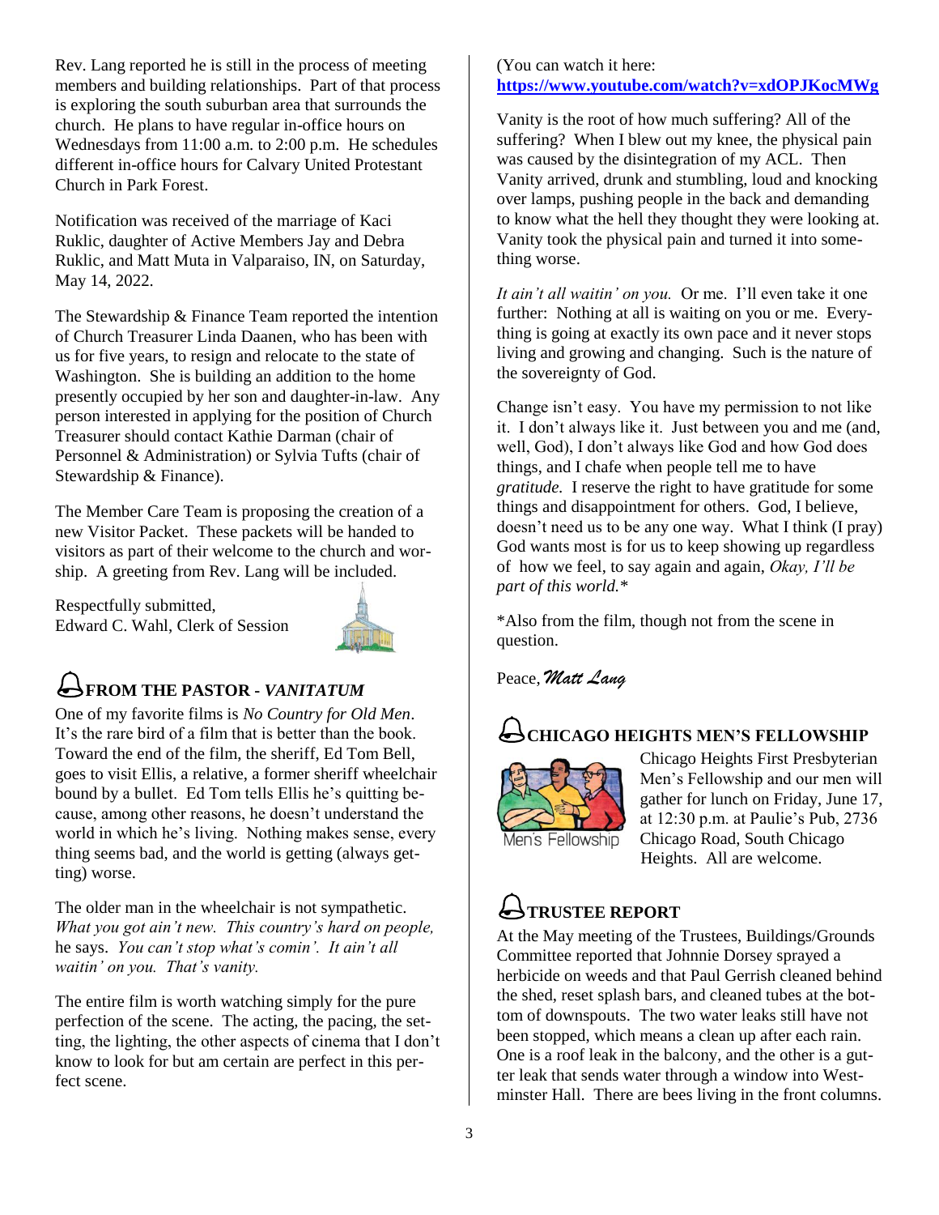Rev. Lang reported he is still in the process of meeting members and building relationships. Part of that process is exploring the south suburban area that surrounds the church. He plans to have regular in-office hours on Wednesdays from 11:00 a.m. to 2:00 p.m. He schedules different in-office hours for Calvary United Protestant Church in Park Forest.

Notification was received of the marriage of Kaci Ruklic, daughter of Active Members Jay and Debra Ruklic, and Matt Muta in Valparaiso, IN, on Saturday, May 14, 2022.

The Stewardship & Finance Team reported the intention of Church Treasurer Linda Daanen, who has been with us for five years, to resign and relocate to the state of Washington. She is building an addition to the home presently occupied by her son and daughter-in-law. Any person interested in applying for the position of Church Treasurer should contact Kathie Darman (chair of Personnel & Administration) or Sylvia Tufts (chair of Stewardship & Finance).

The Member Care Team is proposing the creation of a new Visitor Packet. These packets will be handed to visitors as part of their welcome to the church and worship. A greeting from Rev. Lang will be included.

Respectfully submitted,
Edward C. Wahl, Clerk of Session

## FROM THE PASTOR - *VANITATUM*

One of my favorite films is *No Country for Old Men*. It's the rare bird of a film that is better than the book. Toward the end of the film, the sheriff, Ed Tom Bell, goes to visit Ellis, a relative, a former sheriff wheelchair bound by a bullet. Ed Tom tells Ellis he's quitting because, among other reasons, he doesn't understand the world in which he's living. Nothing makes sense, every thing seems bad, and the world is getting (always getting) worse.

The older man in the wheelchair is not sympathetic. *What you got ain't new. This country's hard on people,* he says. *You can't stop what's comin'. It ain't all waitin' on you. That's vanity.*

The entire film is worth watching simply for the pure perfection of the scene. The acting, the pacing, the setting, the lighting, the other aspects of cinema that I don't know to look for but am certain are perfect in this perfect scene.

(You can watch it here: **https://www.youtube.com/watch?v=xdOPJKocMWg**

Vanity is the root of how much suffering? All of the suffering? When I blew out my knee, the physical pain was caused by the disintegration of my ACL. Then Vanity arrived, drunk and stumbling, loud and knocking over lamps, pushing people in the back and demanding to know what the hell they thought they were looking at. Vanity took the physical pain and turned it into something worse.

*It ain't all waitin' on you.* Or me. I'll even take it one further: Nothing at all is waiting on you or me. Everything is going at exactly its own pace and it never stops living and growing and changing. Such is the nature of the sovereignty of God.

Change isn't easy. You have my permission to not like it. I don't always like it. Just between you and me (and, well, God), I don't always like God and how God does things, and I chafe when people tell me to have *gratitude.* I reserve the right to have gratitude for some things and disappointment for others. God, I believe, doesn't need us to be any one way. What I think (I pray) God wants most is for us to keep showing up regardless of how we feel, to say again and again, *Okay, I'll be part of this world.**

*Also from the film, though not from the scene in question.

Peace, *Matt Lang*

## CHICAGO HEIGHTS MEN'S FELLOWSHIP

Chicago Heights First Presbyterian Men's Fellowship and our men will gather for lunch on Friday, June 17, at 12:30 p.m. at Paulie's Pub, 2736 Chicago Road, South Chicago Heights. All are welcome.

## TRUSTEE REPORT

At the May meeting of the Trustees, Buildings/Grounds Committee reported that Johnnie Dorsey sprayed a herbicide on weeds and that Paul Gerrish cleaned behind the shed, reset splash bars, and cleaned tubes at the bottom of downspouts. The two water leaks still have not been stopped, which means a clean up after each rain. One is a roof leak in the balcony, and the other is a gutter leak that sends water through a window into Westminster Hall. There are bees living in the front columns.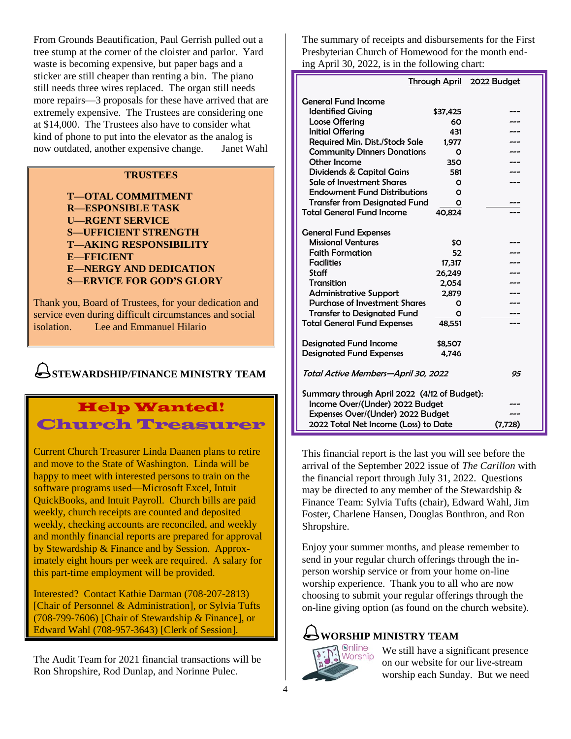From Grounds Beautification, Paul Gerrish pulled out a tree stump at the corner of the cloister and parlor. Yard waste is becoming expensive, but paper bags and a sticker are still cheaper than renting a bin. The piano still needs three wires replaced. The organ still needs more repairs—3 proposals for these have arrived that are extremely expensive. The Trustees are considering one at $14,000. The Trustees also have to consider what kind of phone to put into the elevator as the analog is now outdated, another expensive change. Janet Wahl

**TRUSTEES**

**T—OTAL COMMITMENT**
**R—ESPONSIBLE TASK**
**U—RGENT SERVICE**
**S—UFFICIENT STRENGTH**
**T—AKING RESPONSIBILITY**
**E—FFICIENT**
**E—NERGY AND DEDICATION**
**S—ERVICE FOR GOD'S GLORY**

Thank you, Board of Trustees, for your dedication and service even during difficult circumstances and social isolation. Lee and Emmanuel Hilario

## STEWARDSHIP/FINANCE MINISTRY TEAM

### Help Wanted! Church Treasurer

Current Church Treasurer Linda Daanen plans to retire and move to the State of Washington. Linda will be happy to meet with interested persons to train on the software programs used—Microsoft Excel, Intuit QuickBooks, and Intuit Payroll. Church bills are paid weekly, church receipts are counted and deposited weekly, checking accounts are reconciled, and weekly and monthly financial reports are prepared for approval by Stewardship & Finance and by Session. Approximately eight hours per week are required. A salary for this part-time employment will be provided.

Interested? Contact Kathie Darman (708-207-2813) [Chair of Personnel & Administration], or Sylvia Tufts (708-799-7606) [Chair of Stewardship & Finance], or Edward Wahl (708-957-3643) [Clerk of Session].

The Audit Team for 2021 financial transactions will be Ron Shropshire, Rod Dunlap, and Norinne Pulec.

The summary of receipts and disbursements for the First Presbyterian Church of Homewood for the month ending April 30, 2022, is in the following chart:

| | Through April | 2022 Budget |
|---|---|---|
| **General Fund Income** | | |
| Identified Giving | $37,425 | --- |
| Loose Offering | 60 | --- |
| Initial Offering | 431 | --- |
| Required Min. Dist./Stock Sale | 1,977 | --- |
| Community Dinners Donations | 0 | --- |
| Other Income | 350 | --- |
| Dividends & Capital Gains | 581 | --- |
| Sale of Investment Shares | 0 | --- |
| Endowment Fund Distributions | 0 | |
| Transfer from Designated Fund | 0 | --- |
| Total General Fund Income | 40,824 | --- |
| **General Fund Expenses** | | |
| Missional Ventures | $0 | --- |
| Faith Formation | 52 | --- |
| Facilities | 17,317 | --- |
| Staff | 26,249 | --- |
| Transition | 2,054 | --- |
| Administrative Support | 2,879 | --- |
| Purchase of Investment Shares | 0 | --- |
| Transfer to Designated Fund | 0 | --- |
| Total General Fund Expenses | 48,551 | --- |
| Designated Fund Income | $8,507 | |
| Designated Fund Expenses | 4,746 | |
| *Total Active Members—April 30, 2022* | | 95 |
| Summary through April 2022 (4/12 of Budget): | | |
| Income Over/(Under) 2022 Budget | | --- |
| Expenses Over/(Under) 2022 Budget | | --- |
| 2022 Total Net Income (Loss) to Date | | (7,728) |

This financial report is the last you will see before the arrival of the September 2022 issue of *The Carillon* with the financial report through July 31, 2022. Questions may be directed to any member of the Stewardship & Finance Team: Sylvia Tufts (chair), Edward Wahl, Jim Foster, Charlene Hansen, Douglas Bonthron, and Ron Shropshire.

Enjoy your summer months, and please remember to send in your regular church offerings through the in-person worship service or from your home on-line worship experience. Thank you to all who are now choosing to submit your regular offerings through the on-line giving option (as found on the church website).

## WORSHIP MINISTRY TEAM

Online Worship

We still have a significant presence on our website for our live-stream worship each Sunday. But we need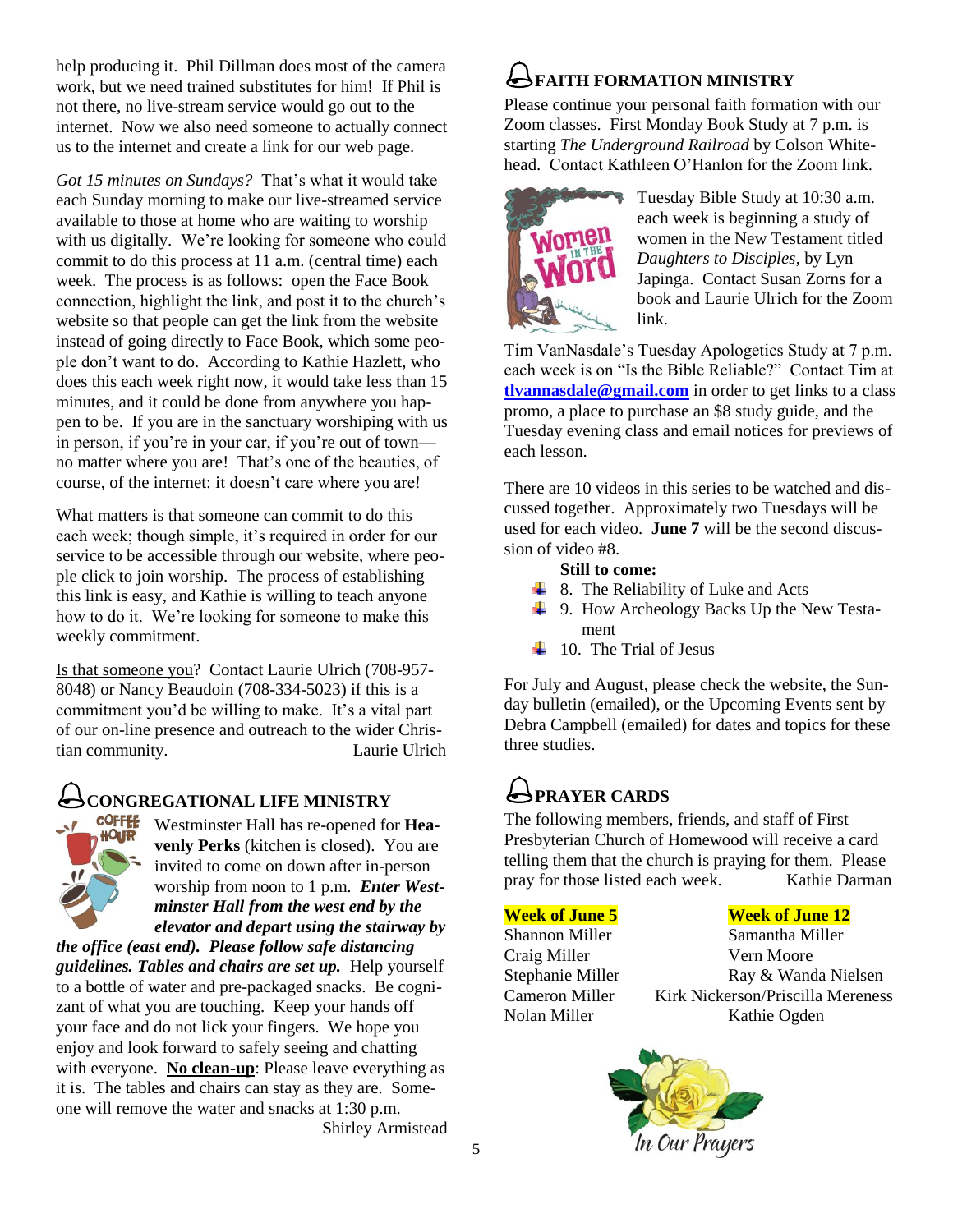help producing it. Phil Dillman does most of the camera work, but we need trained substitutes for him! If Phil is not there, no live-stream service would go out to the internet. Now we also need someone to actually connect us to the internet and create a link for our web page.

*Got 15 minutes on Sundays?* That's what it would take each Sunday morning to make our live-streamed service available to those at home who are waiting to worship with us digitally. We're looking for someone who could commit to do this process at 11 a.m. (central time) each week. The process is as follows: open the Face Book connection, highlight the link, and post it to the church's website so that people can get the link from the website instead of going directly to Face Book, which some people don't want to do. According to Kathie Hazlett, who does this each week right now, it would take less than 15 minutes, and it could be done from anywhere you happen to be. If you are in the sanctuary worshiping with us in person, if you're in your car, if you're out of town—no matter where you are! That's one of the beauties, of course, of the internet: it doesn't care where you are!

What matters is that someone can commit to do this each week; though simple, it's required in order for our service to be accessible through our website, where people click to join worship. The process of establishing this link is easy, and Kathie is willing to teach anyone how to do it. We're looking for someone to make this weekly commitment.

Is that someone you? Contact Laurie Ulrich (708-957-8048) or Nancy Beaudoin (708-334-5023) if this is a commitment you'd be willing to make. It's a vital part of our on-line presence and outreach to the wider Christian community. Laurie Ulrich

## CONGREGATIONAL LIFE MINISTRY

Westminster Hall has re-opened for **Heavenly Perks** (kitchen is closed). You are invited to come on down after in-person worship from noon to 1 p.m. ***Enter Westminster Hall from the west end by the elevator and depart using the stairway by the office (east end). Please follow safe distancing guidelines. Tables and chairs are set up.*** Help yourself to a bottle of water and pre-packaged snacks. Be cognizant of what you are touching. Keep your hands off your face and do not lick your fingers. We hope you enjoy and look forward to safely seeing and chatting with everyone. **No clean-up**: Please leave everything as it is. The tables and chairs can stay as they are. Someone will remove the water and snacks at 1:30 p.m.

Shirley Armistead

## FAITH FORMATION MINISTRY

Please continue your personal faith formation with our Zoom classes. First Monday Book Study at 7 p.m. is starting *The Underground Railroad* by Colson Whitehead. Contact Kathleen O'Hanlon for the Zoom link.

Tuesday Bible Study at 10:30 a.m. each week is beginning a study of women in the New Testament titled *Daughters to Disciples*, by Lyn Japinga. Contact Susan Zorns for a book and Laurie Ulrich for the Zoom link.

Tim VanNasdale's Tuesday Apologetics Study at 7 p.m. each week is on "Is the Bible Reliable?" Contact Tim at **tlvannasdale@gmail.com** in order to get links to a class promo, a place to purchase an $8 study guide, and the Tuesday evening class and email notices for previews of each lesson.

There are 10 videos in this series to be watched and discussed together. Approximately two Tuesdays will be used for each video. **June 7** will be the second discussion of video #8.

**Still to come:**

- 8. The Reliability of Luke and Acts
- 9. How Archeology Backs Up the New Testament
- 10. The Trial of Jesus

For July and August, please check the website, the Sunday bulletin (emailed), or the Upcoming Events sent by Debra Campbell (emailed) for dates and topics for these three studies.

## PRAYER CARDS

The following members, friends, and staff of First Presbyterian Church of Homewood will receive a card telling them that the church is praying for them. Please pray for those listed each week. Kathie Darman

| **Week of June 5** | **Week of June 12** |
|---|---|
| Shannon Miller | Samantha Miller |
| Craig Miller | Vern Moore |
| Stephanie Miller | Ray & Wanda Nielsen |
| Cameron Miller | Kirk Nickerson/Priscilla Mereness |
| Nolan Miller | Kathie Ogden |

In Our Prayers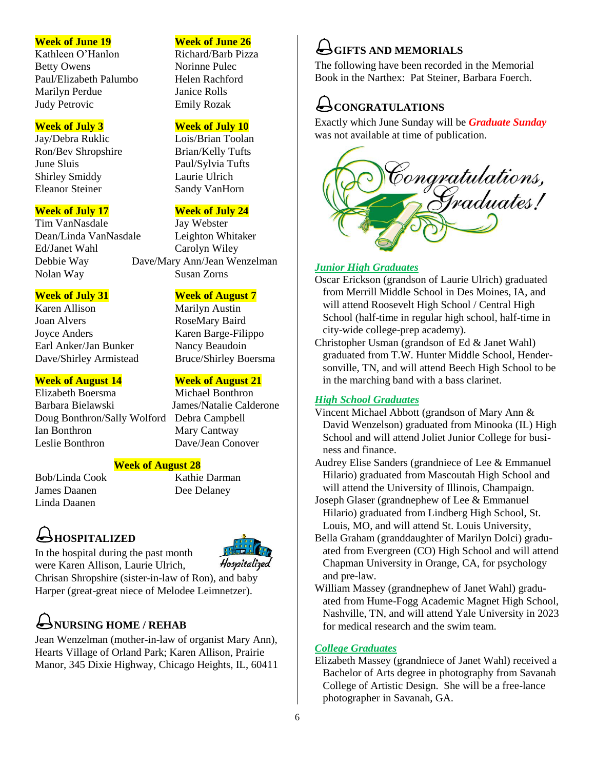**Week of June 19**
Kathleen O'Hanlon
Betty Owens
Paul/Elizabeth Palumbo
Marilyn Perdue
Judy Petrovic

**Week of June 26**
Richard/Barb Pizza
Norinne Pulec
Helen Rachford
Janice Rolls
Emily Rozak

**Week of July 3**
Jay/Debra Ruklic
Ron/Bev Shropshire
June Sluis
Shirley Smiddy
Eleanor Steiner

**Week of July 10**
Lois/Brian Toolan
Brian/Kelly Tufts
Paul/Sylvia Tufts
Laurie Ulrich
Sandy VanHorn

**Week of July 17**
Tim VanNasdale
Dean/Linda VanNasdale
Ed/Janet Wahl
Debbie Way
Nolan Way

**Week of July 24**
Jay Webster
Leighton Whitaker
Carolyn Wiley
Dave/Mary Ann/Jean Wenzelman
Susan Zorns

**Week of July 31**
Karen Allison
Joan Alvers
Joyce Anders
Earl Anker/Jan Bunker
Dave/Shirley Armistead

**Week of August 7**
Marilyn Austin
RoseMary Baird
Karen Barge-Filippo
Nancy Beaudoin
Bruce/Shirley Boersma

**Week of August 14**
Elizabeth Boersma
Barbara Bielawski
Doug Bonthron/Sally Wolford
Ian Bonthron
Leslie Bonthron

**Week of August 21**
Michael Bonthron
James/Natalie Calderone
Debra Campbell
Mary Cantway
Dave/Jean Conover

**Week of August 28**
Bob/Linda Cook
James Daanen
Linda Daanen
Kathie Darman
Dee Delaney

## HOSPITALIZED

In the hospital during the past month were Karen Allison, Laurie Ulrich, Chrisan Shropshire (sister-in-law of Ron), and baby Harper (great-great niece of Melodee Leimnetzer).

## NURSING HOME / REHAB

Jean Wenzelman (mother-in-law of organist Mary Ann), Hearts Village of Orland Park; Karen Allison, Prairie Manor, 345 Dixie Highway, Chicago Heights, IL, 60411

## GIFTS AND MEMORIALS

The following have been recorded in the Memorial Book in the Narthex: Pat Steiner, Barbara Foerch.

## CONGRATULATIONS

Exactly which June Sunday will be ***Graduate Sunday*** was not available at time of publication.

Congratulations, Graduates!

### *Junior High Graduates*

Oscar Erickson (grandson of Laurie Ulrich) graduated from Merrill Middle School in Des Moines, IA, and will attend Roosevelt High School / Central High School (half-time in regular high school, half-time in city-wide college-prep academy).

Christopher Usman (grandson of Ed & Janet Wahl) graduated from T.W. Hunter Middle School, Hendersonville, TN, and will attend Beech High School to be in the marching band with a bass clarinet.

### *High School Graduates*

Vincent Michael Abbott (grandson of Mary Ann & David Wenzelson) graduated from Minooka (IL) High School and will attend Joliet Junior College for business and finance.

Audrey Elise Sanders (grandniece of Lee & Emmanuel Hilario) graduated from Mascoutah High School and will attend the University of Illinois, Champaign.

Joseph Glaser (grandnephew of Lee & Emmanuel Hilario) graduated from Lindberg High School, St. Louis, MO, and will attend St. Louis University,

Bella Graham (granddaughter of Marilyn Dolci) graduated from Evergreen (CO) High School and will attend Chapman University in Orange, CA, for psychology and pre-law.

William Massey (grandnephew of Janet Wahl) graduated from Hume-Fogg Academic Magnet High School, Nashville, TN, and will attend Yale University in 2023 for medical research and the swim team.

### *College Graduates*

Elizabeth Massey (grandniece of Janet Wahl) received a Bachelor of Arts degree in photography from Savanah College of Artistic Design. She will be a free-lance photographer in Savanah, GA.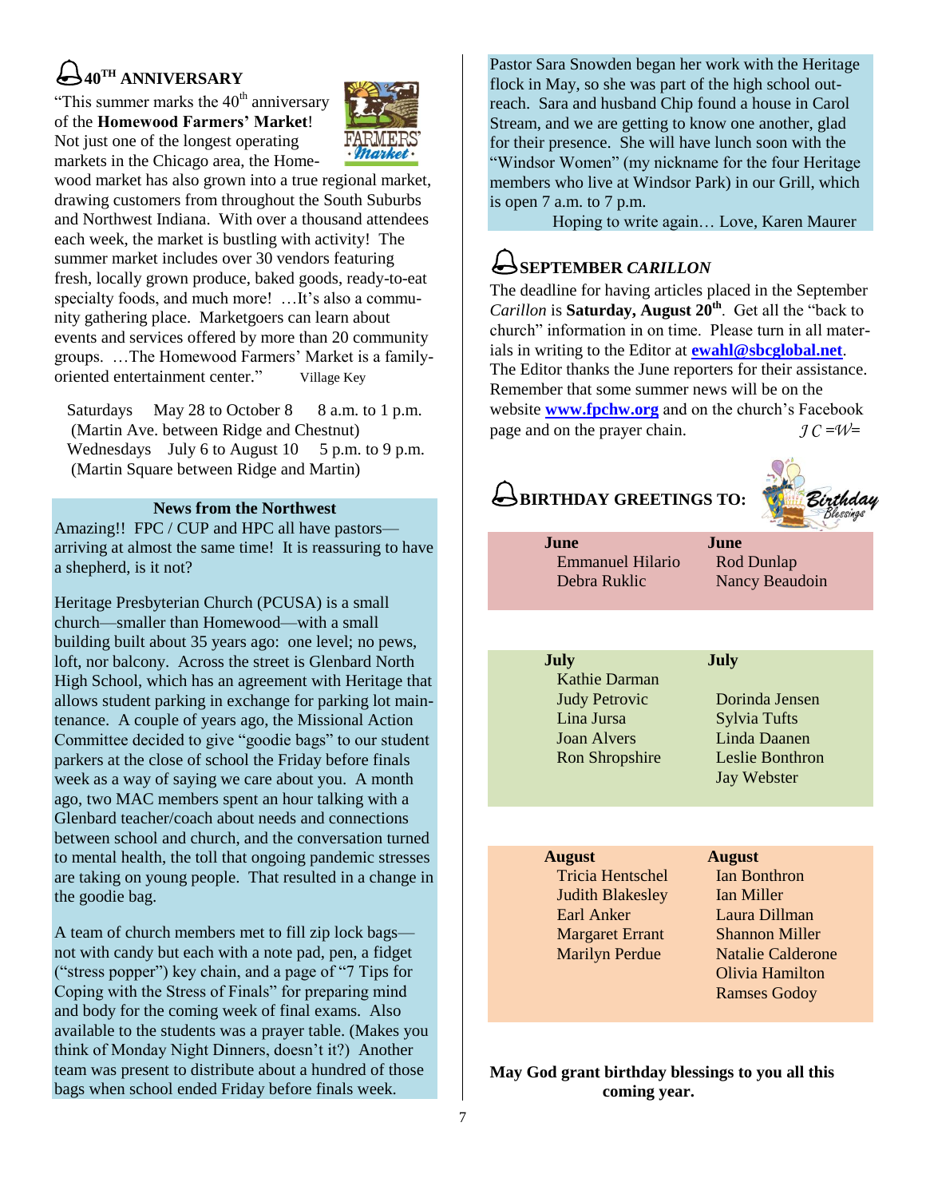## 40TH ANNIVERSARY

"This summer marks the 40th anniversary of the **Homewood Farmers' Market**! Not just one of the longest operating markets in the Chicago area, the Homewood market has also grown into a true regional market, drawing customers from throughout the South Suburbs and Northwest Indiana. With over a thousand attendees each week, the market is bustling with activity! The summer market includes over 30 vendors featuring fresh, locally grown produce, baked goods, ready-to-eat specialty foods, and much more! …It's also a community gathering place. Marketgoers can learn about events and services offered by more than 20 community groups. …The Homewood Farmers' Market is a family-oriented entertainment center." Village Key

Saturdays May 28 to October 8 8 a.m. to 1 p.m.
(Martin Ave. between Ridge and Chestnut)
Wednesdays July 6 to August 10 5 p.m. to 9 p.m.
(Martin Square between Ridge and Martin)

### News from the Northwest

Amazing!! FPC / CUP and HPC all have pastors—arriving at almost the same time! It is reassuring to have a shepherd, is it not?

Heritage Presbyterian Church (PCUSA) is a small church—smaller than Homewood—with a small building built about 35 years ago: one level; no pews, loft, nor balcony. Across the street is Glenbard North High School, which has an agreement with Heritage that allows student parking in exchange for parking lot maintenance. A couple of years ago, the Missional Action Committee decided to give "goodie bags" to our student parkers at the close of school the Friday before finals week as a way of saying we care about you. A month ago, two MAC members spent an hour talking with a Glenbard teacher/coach about needs and connections between school and church, and the conversation turned to mental health, the toll that ongoing pandemic stresses are taking on young people. That resulted in a change in the goodie bag.

A team of church members met to fill zip lock bags—not with candy but each with a note pad, pen, a fidget ("stress popper") key chain, and a page of "7 Tips for Coping with the Stress of Finals" for preparing mind and body for the coming week of final exams. Also available to the students was a prayer table. (Makes you think of Monday Night Dinners, doesn't it?) Another team was present to distribute about a hundred of those bags when school ended Friday before finals week.

Pastor Sara Snowden began her work with the Heritage flock in May, so she was part of the high school outreach. Sara and husband Chip found a house in Carol Stream, and we are getting to know one another, glad for their presence. She will have lunch soon with the "Windsor Women" (my nickname for the four Heritage members who live at Windsor Park) in our Grill, which is open 7 a.m. to 7 p.m.

Hoping to write again… Love, Karen Maurer

## SEPTEMBER *CARILLON*

The deadline for having articles placed in the September *Carillon* is **Saturday, August 20th**. Get all the "back to church" information in on time. Please turn in all materials in writing to the Editor at **ewahl@sbcglobal.net**. The Editor thanks the June reporters for their assistance. Remember that some summer news will be on the website **www.fpchw.org** and on the church's Facebook page and on the prayer chain. *J C =W=*

## BIRTHDAY GREETINGS TO:

| June | June |
|---|---|
| Emmanuel Hilario | Rod Dunlap |
| Debra Ruklic | Nancy Beaudoin |

| July | July |
|---|---|
| Kathie Darman | |
| Judy Petrovic | Dorinda Jensen |
| Lina Jursa | Sylvia Tufts |
| Joan Alvers | Linda Daanen |
| Ron Shropshire | Leslie Bonthron |
| | Jay Webster |

| August | August |
|---|---|
| Tricia Hentschel | Ian Bonthron |
| Judith Blakesley | Ian Miller |
| Earl Anker | Laura Dillman |
| Margaret Errant | Shannon Miller |
| Marilyn Perdue | Natalie Calderone |
| | Olivia Hamilton |
| | Ramses Godoy |

**May God grant birthday blessings to you all this coming year.**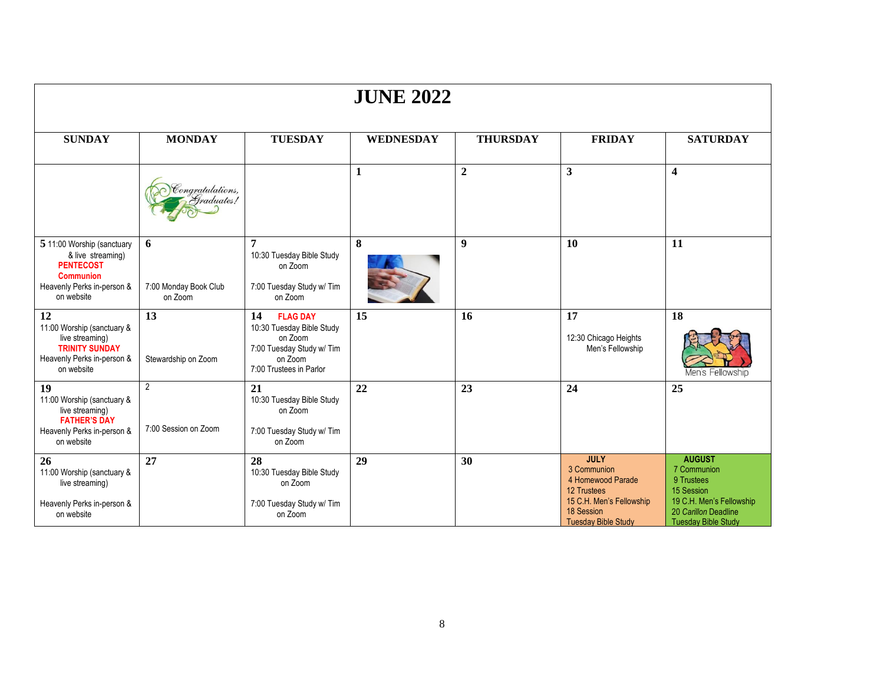# JUNE 2022

| SUNDAY | MONDAY | TUESDAY | WEDNESDAY | THURSDAY | FRIDAY | SATURDAY |
|---|---|---|---|---|---|---|
| | | | 1 | 2 | 3 | 4 |
| 5 11:00 Worship (sanctuary & live streaming) **PENTECOST** **Communion** Heavenly Perks in-person & on website | 6 7:00 Monday Book Club on Zoom | 7 10:30 Tuesday Bible Study on Zoom 7:00 Tuesday Study w/ Tim on Zoom | 8 | 9 | 10 | 11 |
| 12 11:00 Worship (sanctuary & live streaming) **TRINITY SUNDAY** Heavenly Perks in-person & on website | 13 Stewardship on Zoom | 14 **FLAG DAY** 10:30 Tuesday Bible Study on Zoom 7:00 Tuesday Study w/ Tim on Zoom 7:00 Trustees in Parlor | 15 | 16 | 17 12:30 Chicago Heights Men's Fellowship | 18 Men's Fellowship |
| 19 11:00 Worship (sanctuary & live streaming) **FATHER'S DAY** Heavenly Perks in-person & on website | 2 7:00 Session on Zoom | 21 10:30 Tuesday Bible Study on Zoom 7:00 Tuesday Study w/ Tim on Zoom | 22 | 23 | 24 | 25 |
| 26 11:00 Worship (sanctuary & live streaming) Heavenly Perks in-person & on website | 27 | 28 10:30 Tuesday Bible Study on Zoom 7:00 Tuesday Study w/ Tim on Zoom | 29 | 30 | **JULY** 3 Communion 4 Homewood Parade 12 Trustees 15 C.H. Men's Fellowship 18 Session Tuesday Bible Study | **AUGUST** 7 Communion 9 Trustees 15 Session 19 C.H. Men's Fellowship 20 *Carillon* Deadline Tuesday Bible Study |